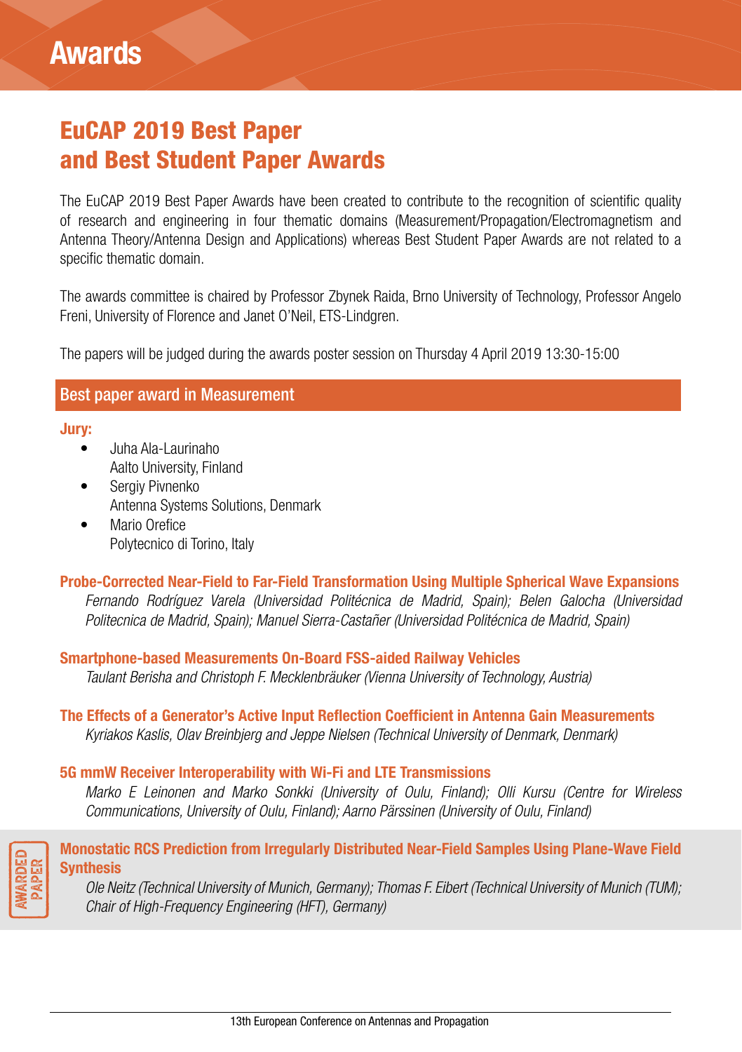# Awards

## EuCAP 2019 Best Paper and Best Student Paper Awards

The EuCAP 2019 Best Paper Awards have been created to contribute to the recognition of scientific quality of research and engineering in four thematic domains (Measurement/Propagation/Electromagnetism and Antenna Theory/Antenna Design and Applications) whereas Best Student Paper Awards are not related to a specific thematic domain.

The awards committee is chaired by Professor Zbynek Raida, Brno University of Technology, Professor Angelo Freni, University of Florence and Janet O'Neil, ETS-Lindgren.

The papers will be judged during the awards poster session on Thursday 4 April 2019 13:30-15:00

### Best paper award in Measurement

**Jury:**

- Juha Ala-Laurinaho
  Aalto University, Finland
- Sergiy Pivnenko
  Antenna Systems Solutions, Denmark
- Mario Orefice
  Polytecnico di Torino, Italy

**Probe-Corrected Near-Field to Far-Field Transformation Using Multiple Spherical Wave Expansions**
*Fernando Rodríguez Varela (Universidad Politécnica de Madrid, Spain); Belen Galocha (Universidad Politecnica de Madrid, Spain); Manuel Sierra-Castañer (Universidad Politécnica de Madrid, Spain)*

**Smartphone-based Measurements On-Board FSS-aided Railway Vehicles**
*Taulant Berisha and Christoph F. Mecklenbräuker (Vienna University of Technology, Austria)*

**The Effects of a Generator's Active Input Reflection Coefficient in Antenna Gain Measurements**
*Kyriakos Kaslis, Olav Breinbjerg and Jeppe Nielsen (Technical University of Denmark, Denmark)*

**5G mmW Receiver Interoperability with Wi-Fi and LTE Transmissions**
*Marko E Leinonen and Marko Sonkki (University of Oulu, Finland); Olli Kursu (Centre for Wireless Communications, University of Oulu, Finland); Aarno Pärssinen (University of Oulu, Finland)*

AWARDED PAPER

**Monostatic RCS Prediction from Irregularly Distributed Near-Field Samples Using Plane-Wave Field Synthesis**
*Ole Neitz (Technical University of Munich, Germany); Thomas F. Eibert (Technical University of Munich (TUM); Chair of High-Frequency Engineering (HFT), Germany)*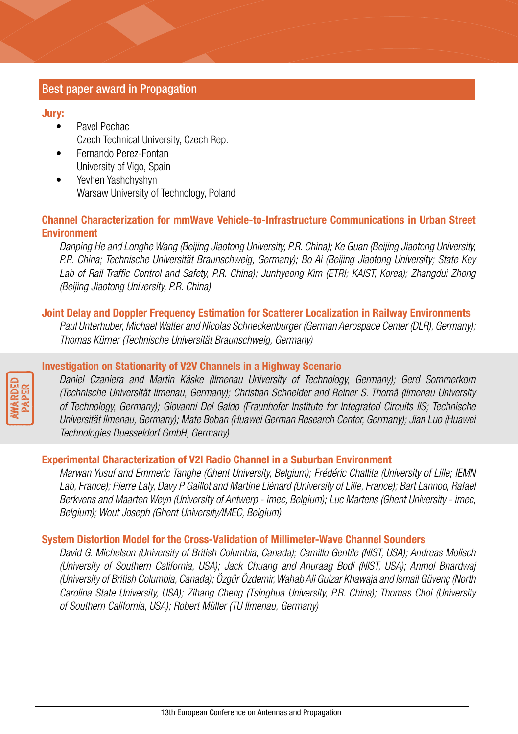## Best paper award in Propagation

**Jury:**

- Pavel Pechac
  Czech Technical University, Czech Rep.
- Fernando Perez-Fontan
  University of Vigo, Spain
- Yevhen Yashchyshyn
  Warsaw University of Technology, Poland

### Channel Characterization for mmWave Vehicle-to-Infrastructure Communications in Urban Street Environment

*Danping He and Longhe Wang (Beijing Jiaotong University, P.R. China); Ke Guan (Beijing Jiaotong University, P.R. China; Technische Universität Braunschweig, Germany); Bo Ai (Beijing Jiaotong University; State Key Lab of Rail Traffic Control and Safety, P.R. China); Junhyeong Kim (ETRI; KAIST, Korea); Zhangdui Zhong (Beijing Jiaotong University, P.R. China)*

### Joint Delay and Doppler Frequency Estimation for Scatterer Localization in Railway Environments

*Paul Unterhuber, Michael Walter and Nicolas Schneckenburger (German Aerospace Center (DLR), Germany); Thomas Kürner (Technische Universität Braunschweig, Germany)*

AWARDED PAPER

### Investigation on Stationarity of V2V Channels in a Highway Scenario

*Daniel Czaniera and Martin Käske (Ilmenau University of Technology, Germany); Gerd Sommerkorn (Technische Universität Ilmenau, Germany); Christian Schneider and Reiner S. Thomä (Ilmenau University of Technology, Germany); Giovanni Del Galdo (Fraunhofer Institute for Integrated Circuits IIS; Technische Universität Ilmenau, Germany); Mate Boban (Huawei German Research Center, Germany); Jian Luo (Huawei Technologies Duesseldorf GmbH, Germany)*

### Experimental Characterization of V2I Radio Channel in a Suburban Environment

*Marwan Yusuf and Emmeric Tanghe (Ghent University, Belgium); Frédéric Challita (University of Lille; IEMN Lab, France); Pierre Laly, Davy P Gaillot and Martine Liénard (University of Lille, France); Bart Lannoo, Rafael Berkvens and Maarten Weyn (University of Antwerp - imec, Belgium); Luc Martens (Ghent University - imec, Belgium); Wout Joseph (Ghent University/IMEC, Belgium)*

### System Distortion Model for the Cross-Validation of Millimeter-Wave Channel Sounders

*David G. Michelson (University of British Columbia, Canada); Camillo Gentile (NIST, USA); Andreas Molisch (University of Southern California, USA); Jack Chuang and Anuraag Bodi (NIST, USA); Anmol Bhardwaj (University of British Columbia, Canada); Özgür Özdemir, Wahab Ali Gulzar Khawaja and Ismail Güvenç (North Carolina State University, USA); Zihang Cheng (Tsinghua University, P.R. China); Thomas Choi (University of Southern California, USA); Robert Müller (TU Ilmenau, Germany)*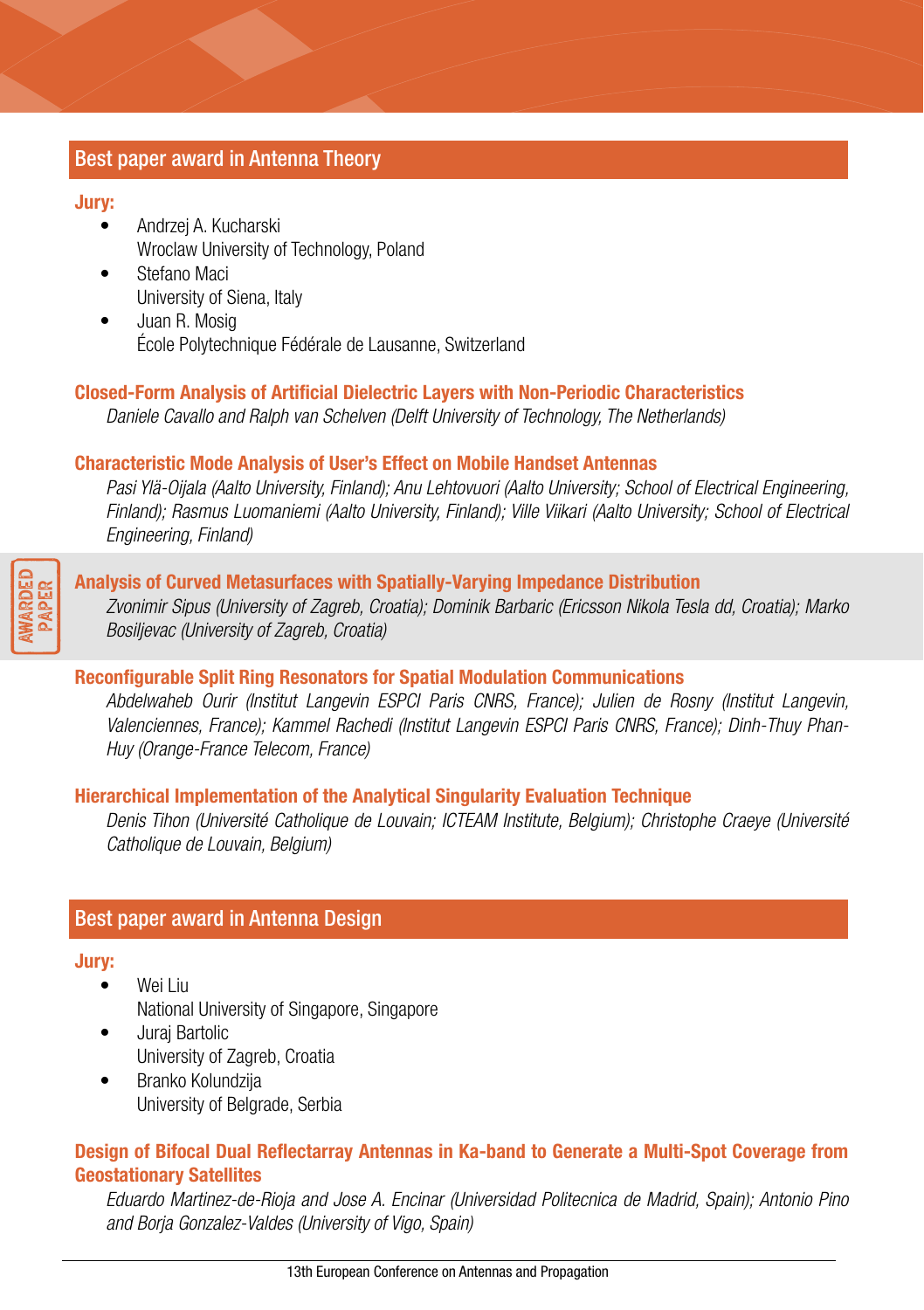## Best paper award in Antenna Theory

**Jury:**

- Andrzej A. Kucharski
  Wroclaw University of Technology, Poland
- Stefano Maci
  University of Siena, Italy
- Juan R. Mosig
  École Polytechnique Fédérale de Lausanne, Switzerland

**Closed-Form Analysis of Artificial Dielectric Layers with Non-Periodic Characteristics**
*Daniele Cavallo and Ralph van Schelven (Delft University of Technology, The Netherlands)*

**Characteristic Mode Analysis of User's Effect on Mobile Handset Antennas**
*Pasi Ylä-Oijala (Aalto University, Finland); Anu Lehtovuori (Aalto University; School of Electrical Engineering, Finland); Rasmus Luomaniemi (Aalto University, Finland); Ville Viikari (Aalto University; School of Electrical Engineering, Finland)*

AWARDED PAPER

**Analysis of Curved Metasurfaces with Spatially-Varying Impedance Distribution**
*Zvonimir Sipus (University of Zagreb, Croatia); Dominik Barbaric (Ericsson Nikola Tesla dd, Croatia); Marko Bosiljevac (University of Zagreb, Croatia)*

**Reconfigurable Split Ring Resonators for Spatial Modulation Communications**
*Abdelwaheb Ourir (Institut Langevin ESPCI Paris CNRS, France); Julien de Rosny (Institut Langevin, Valenciennes, France); Kammel Rachedi (Institut Langevin ESPCI Paris CNRS, France); Dinh-Thuy Phan-Huy (Orange-France Telecom, France)*

**Hierarchical Implementation of the Analytical Singularity Evaluation Technique**
*Denis Tihon (Université Catholique de Louvain; ICTEAM Institute, Belgium); Christophe Craeye (Université Catholique de Louvain, Belgium)*

## Best paper award in Antenna Design

**Jury:**

- Wei Liu
  National University of Singapore, Singapore
- Juraj Bartolic
  University of Zagreb, Croatia
- Branko Kolundzija
  University of Belgrade, Serbia

**Design of Bifocal Dual Reflectarray Antennas in Ka-band to Generate a Multi-Spot Coverage from Geostationary Satellites**
*Eduardo Martinez-de-Rioja and Jose A. Encinar (Universidad Politecnica de Madrid, Spain); Antonio Pino and Borja Gonzalez-Valdes (University of Vigo, Spain)*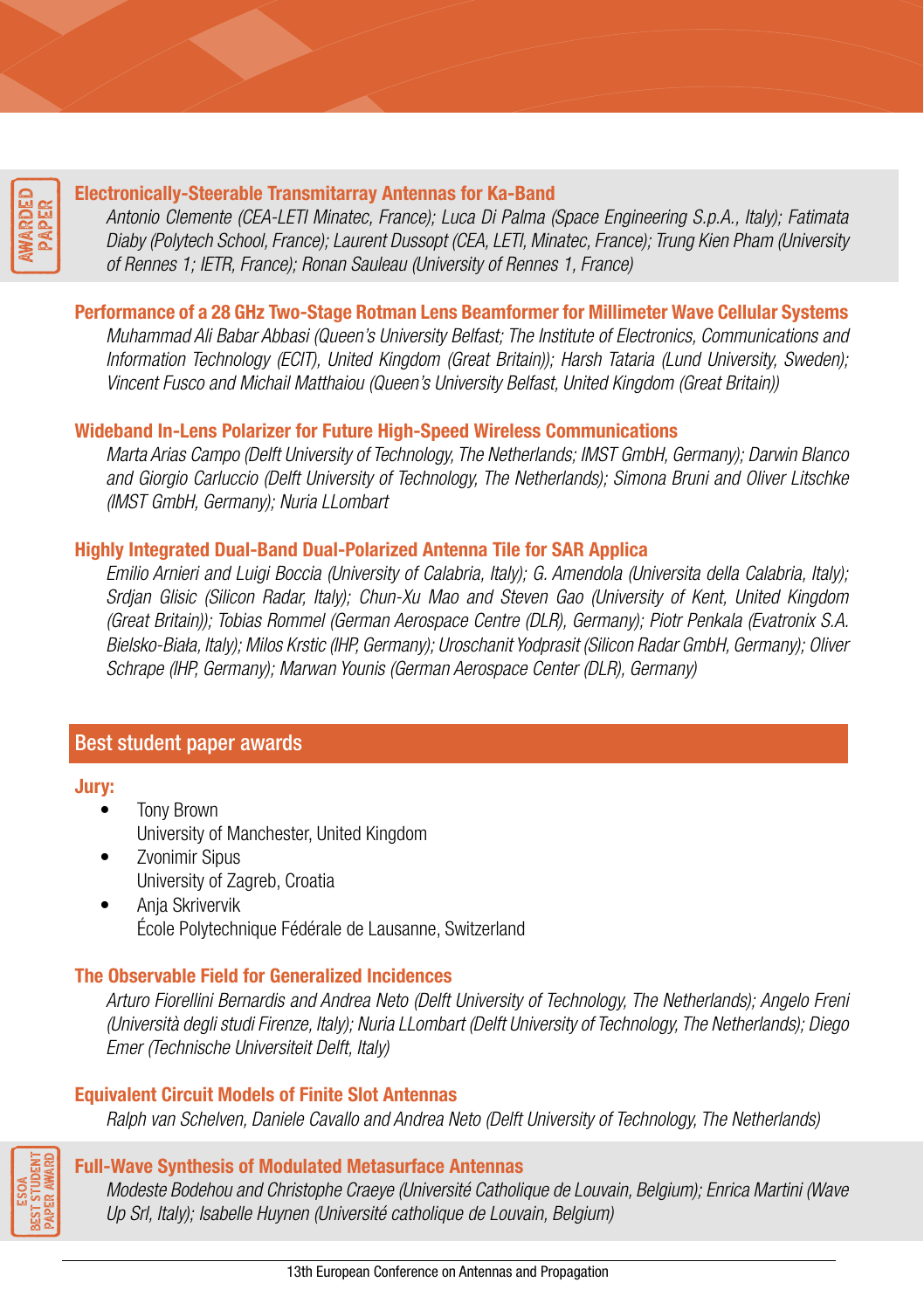AWARDED PAPER

### Electronically-Steerable Transmitarray Antennas for Ka-Band

*Antonio Clemente (CEA-LETI Minatec, France); Luca Di Palma (Space Engineering S.p.A., Italy); Fatimata Diaby (Polytech School, France); Laurent Dussopt (CEA, LETI, Minatec, France); Trung Kien Pham (University of Rennes 1; IETR, France); Ronan Sauleau (University of Rennes 1, France)*

### Performance of a 28 GHz Two-Stage Rotman Lens Beamformer for Millimeter Wave Cellular Systems

*Muhammad Ali Babar Abbasi (Queen's University Belfast; The Institute of Electronics, Communications and Information Technology (ECIT), United Kingdom (Great Britain)); Harsh Tataria (Lund University, Sweden); Vincent Fusco and Michail Matthaiou (Queen's University Belfast, United Kingdom (Great Britain))*

### Wideband In-Lens Polarizer for Future High-Speed Wireless Communications

*Marta Arias Campo (Delft University of Technology, The Netherlands; IMST GmbH, Germany); Darwin Blanco and Giorgio Carluccio (Delft University of Technology, The Netherlands); Simona Bruni and Oliver Litschke (IMST GmbH, Germany); Nuria LLombart*

### Highly Integrated Dual-Band Dual-Polarized Antenna Tile for SAR Applica

*Emilio Arnieri and Luigi Boccia (University of Calabria, Italy); G. Amendola (Universita della Calabria, Italy); Srdjan Glisic (Silicon Radar, Italy); Chun-Xu Mao and Steven Gao (University of Kent, United Kingdom (Great Britain)); Tobias Rommel (German Aerospace Centre (DLR), Germany); Piotr Penkala (Evatronix S.A. Bielsko-Biała, Italy); Milos Krstic (IHP, Germany); Uroschanit Yodprasit (Silicon Radar GmbH, Germany); Oliver Schrape (IHP, Germany); Marwan Younis (German Aerospace Center (DLR), Germany)*

## Best student paper awards

**Jury:**

- Tony Brown
  University of Manchester, United Kingdom
- Zvonimir Sipus
  University of Zagreb, Croatia
- Anja Skrivervik
  École Polytechnique Fédérale de Lausanne, Switzerland

### The Observable Field for Generalized Incidences

*Arturo Fiorellini Bernardis and Andrea Neto (Delft University of Technology, The Netherlands); Angelo Freni (Università degli studi Firenze, Italy); Nuria LLombart (Delft University of Technology, The Netherlands); Diego Emer (Technische Universiteit Delft, Italy)*

### Equivalent Circuit Models of Finite Slot Antennas

*Ralph van Schelven, Daniele Cavallo and Andrea Neto (Delft University of Technology, The Netherlands)*

ESOA BEST STUDENT PAPER AWARD

### Full-Wave Synthesis of Modulated Metasurface Antennas

*Modeste Bodehou and Christophe Craeye (Université Catholique de Louvain, Belgium); Enrica Martini (Wave Up Srl, Italy); Isabelle Huynen (Université catholique de Louvain, Belgium)*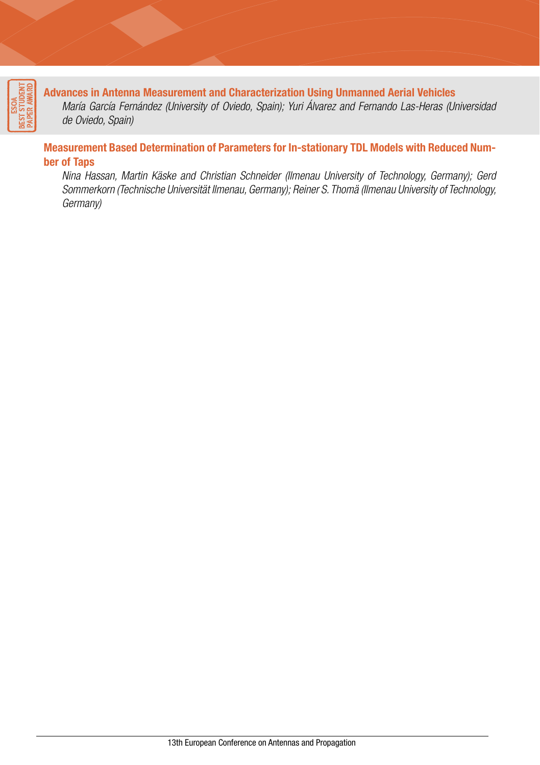ESoA BEST STUDENT PAPER AWARD

**Advances in Antenna Measurement and Characterization Using Unmanned Aerial Vehicles**

*María García Fernández (University of Oviedo, Spain); Yuri Álvarez and Fernando Las-Heras (Universidad de Oviedo, Spain)*

**Measurement Based Determination of Parameters for In-stationary TDL Models with Reduced Number of Taps**

*Nina Hassan, Martin Käske and Christian Schneider (Ilmenau University of Technology, Germany); Gerd Sommerkorn (Technische Universität Ilmenau, Germany); Reiner S. Thomä (Ilmenau University of Technology, Germany)*